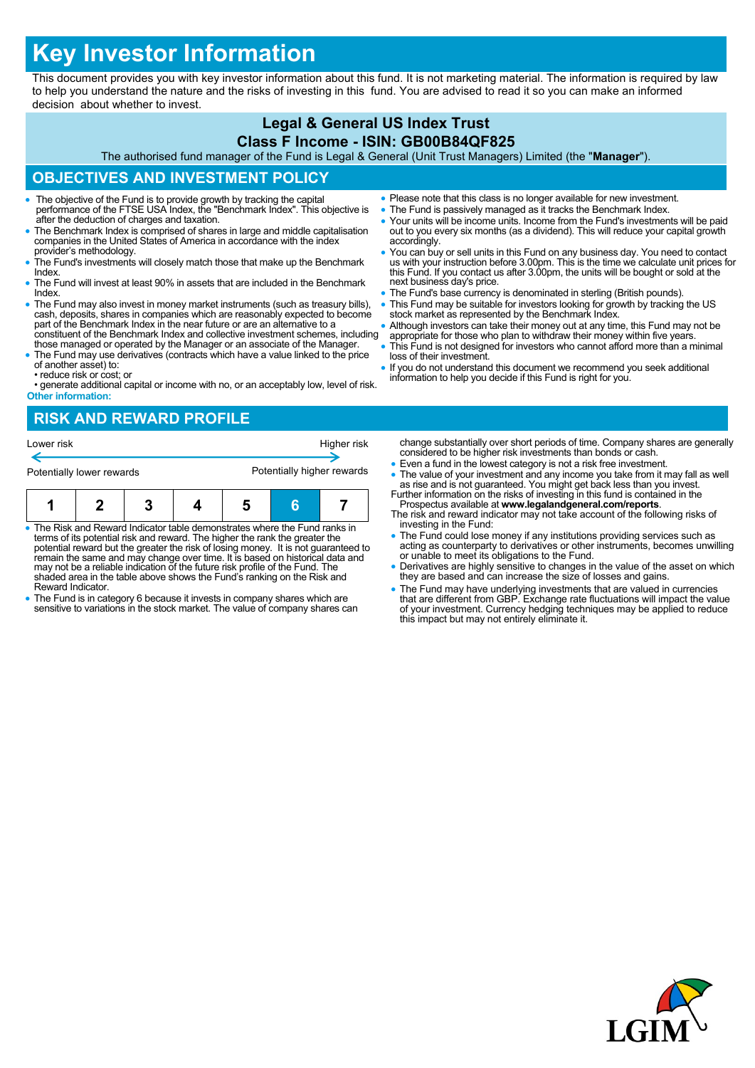# Key Investor Information

This document provides you with key investor information about this fund. It is not marketing material. The information is required by law to help you understand the nature and the risks of investing in this fund. You are advised to read it so you can make an informed decision about whether to invest.

## Legal & General US Index Trust

## Class F Income - ISIN: GB00B84QF825

The authorised fund manager of the Fund is Legal & General (Unit Trust Managers) Limited (the "**Manager**").

## OBJECTIVES AND INVESTMENT POLICY

- The objective of the Fund is to provide growth by tracking the capital performance of the FTSE USA Index, the "Benchmark Index". This objective is after the deduction of charges and taxation.
- The Benchmark Index is comprised of shares in large and middle capitalisation companies in the United States of America in accordance with the index provider's methodology.
- The Fund's investments will closely match those that make up the Benchmark Index.
- The Fund will invest at least 90% in assets that are included in the Benchmark Index.
- The Fund may also invest in money market instruments (such as treasury bills), cash, deposits, shares in companies which are reasonably expected to become part of the Benchmark Index in the near future or are an alternative to a constituent of the Benchmark Index and collective investment schemes, including those managed or operated by the Manager or an associate of the Manager.
- The Fund may use derivatives (contracts which have a value linked to the price of another asset) to:
  - • reduce risk or cost; or
  - • generate additional capital or income with no, or an acceptably low, level of risk.

**Other information:**

- Please note that this class is no longer available for new investment.
- The Fund is passively managed as it tracks the Benchmark Index.
- Your units will be income units. Income from the Fund's investments will be paid out to you every six months (as a dividend). This will reduce your capital growth accordingly.
- You can buy or sell units in this Fund on any business day. You need to contact us with your instruction before 3.00pm. This is the time we calculate unit prices for this Fund. If you contact us after 3.00pm, the units will be bought or sold at the next business day's price.
- The Fund's base currency is denominated in sterling (British pounds).
- This Fund may be suitable for investors looking for growth by tracking the US stock market as represented by the Benchmark Index.
- Although investors can take their money out at any time, this Fund may not be appropriate for those who plan to withdraw their money within five years.
- This Fund is not designed for investors who cannot afford more than a minimal loss of their investment.
- If you do not understand this document we recommend you seek additional information to help you decide if this Fund is right for you.

## RISK AND REWARD PROFILE

Lower risk ← → Higher risk

Potentially lower rewards — Potentially higher rewards

| 1 | 2 | 3 | 4 | 5 | **6** | 7 |
|---|---|---|---|---|---|---|

- The Risk and Reward Indicator table demonstrates where the Fund ranks in terms of its potential risk and reward. The higher the rank the greater the potential reward but the greater the risk of losing money. It is not guaranteed to remain the same and may change over time. It is based on historical data and may not be a reliable indication of the future risk profile of the Fund. The shaded area in the table above shows the Fund's ranking on the Risk and Reward Indicator.
- The Fund is in category 6 because it invests in company shares which are sensitive to variations in the stock market. The value of company shares can change substantially over short periods of time. Company shares are generally considered to be higher risk investments than bonds or cash.
- Even a fund in the lowest category is not a risk free investment.
- The value of your investment and any income you take from it may fall as well as rise and is not guaranteed. You might get back less than you invest.

Further information on the risks of investing in this fund is contained in the Prospectus available at **www.legalandgeneral.com/reports**.

The risk and reward indicator may not take account of the following risks of investing in the Fund:

- The Fund could lose money if any institutions providing services such as acting as counterparty to derivatives or other instruments, becomes unwilling or unable to meet its obligations to the Fund.
- Derivatives are highly sensitive to changes in the value of the asset on which they are based and can increase the size of losses and gains.
- The Fund may have underlying investments that are valued in currencies that are different from GBP. Exchange rate fluctuations will impact the value of your investment. Currency hedging techniques may be applied to reduce this impact but may not entirely eliminate it.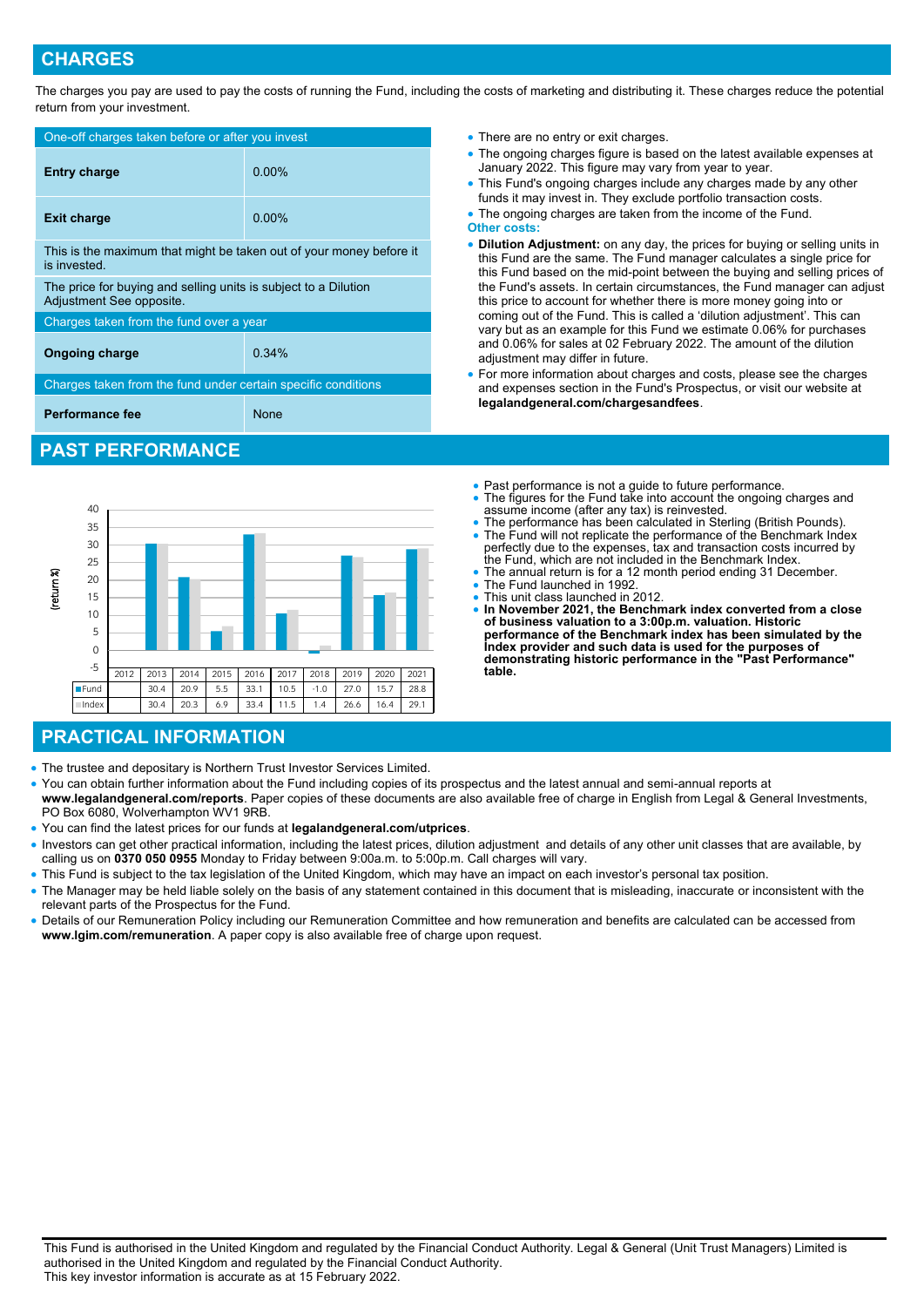## CHARGES

The charges you pay are used to pay the costs of running the Fund, including the costs of marketing and distributing it. These charges reduce the potential return from your investment.

| One-off charges taken before or after you invest | |
|---|---|
| **Entry charge** | 0.00% |
| **Exit charge** | 0.00% |
| This is the maximum that might be taken out of your money before it is invested. | |
| The price for buying and selling units is subject to a Dilution Adjustment See opposite. | |
| **Charges taken from the fund over a year** | |
| **Ongoing charge** | 0.34% |
| **Charges taken from the fund under certain specific conditions** | |
| **Performance fee** | None |

- There are no entry or exit charges.
- The ongoing charges figure is based on the latest available expenses at January 2022. This figure may vary from year to year.
- This Fund's ongoing charges include any charges made by any other funds it may invest in. They exclude portfolio transaction costs.
- The ongoing charges are taken from the income of the Fund.

**Other costs:**

- **Dilution Adjustment:** on any day, the prices for buying or selling units in this Fund are the same. The Fund manager calculates a single price for this Fund based on the mid-point between the buying and selling prices of the Fund's assets. In certain circumstances, the Fund manager can adjust this price to account for whether there is more money going into or coming out of the Fund. This is called a 'dilution adjustment'. This can vary but as an example for this Fund we estimate 0.06% for purchases and 0.06% for sales at 02 February 2022. The amount of the dilution adjustment may differ in future.
- For more information about charges and costs, please see the charges and expenses section in the Fund's Prospectus, or visit our website at **legalandgeneral.com/chargesandfees**.

## PAST PERFORMANCE

(return %)

40
35
30
25
20
15
10
5
0
-5

| | 2012 | 2013 | 2014 | 2015 | 2016 | 2017 | 2018 | 2019 | 2020 | 2021 |
|---|---|---|---|---|---|---|---|---|---|---|
| Fund | | 30.4 | 20.9 | 5.5 | 33.1 | 10.5 | -1.0 | 27.0 | 15.7 | 28.8 |
| Index | | 30.4 | 20.3 | 6.9 | 33.4 | 11.5 | 1.4 | 26.6 | 16.4 | 29.1 |

- Past performance is not a guide to future performance.
- The figures for the Fund take into account the ongoing charges and assume income (after any tax) is reinvested.
- The performance has been calculated in Sterling (British Pounds).
- The Fund will not replicate the performance of the Benchmark Index perfectly due to the expenses, tax and transaction costs incurred by the Fund, which are not included in the Benchmark Index.
- The annual return is for a 12 month period ending 31 December.
- The Fund launched in 1992.
- This unit class launched in 2012.
- **In November 2021, the Benchmark index converted from a close of business valuation to a 3:00p.m. valuation. Historic performance of the Benchmark index has been simulated by the Index provider and such data is used for the purposes of demonstrating historic performance in the "Past Performance" table.**

## PRACTICAL INFORMATION

- The trustee and depositary is Northern Trust Investor Services Limited.
- You can obtain further information about the Fund including copies of its prospectus and the latest annual and semi-annual reports at **www.legalandgeneral.com/reports**. Paper copies of these documents are also available free of charge in English from Legal & General Investments, PO Box 6080, Wolverhampton WV1 9RB.
- You can find the latest prices for our funds at **legalandgeneral.com/utprices**.
- Investors can get other practical information, including the latest prices, dilution adjustment and details of any other unit classes that are available, by calling us on **0370 050 0955** Monday to Friday between 9:00a.m. to 5:00p.m. Call charges will vary.
- This Fund is subject to the tax legislation of the United Kingdom, which may have an impact on each investor's personal tax position.
- The Manager may be held liable solely on the basis of any statement contained in this document that is misleading, inaccurate or inconsistent with the relevant parts of the Prospectus for the Fund.
- Details of our Remuneration Policy including our Remuneration Committee and how remuneration and benefits are calculated can be accessed from **www.lgim.com/remuneration**. A paper copy is also available free of charge upon request.

This Fund is authorised in the United Kingdom and regulated by the Financial Conduct Authority. Legal & General (Unit Trust Managers) Limited is authorised in the United Kingdom and regulated by the Financial Conduct Authority.
This key investor information is accurate as at 15 February 2022.